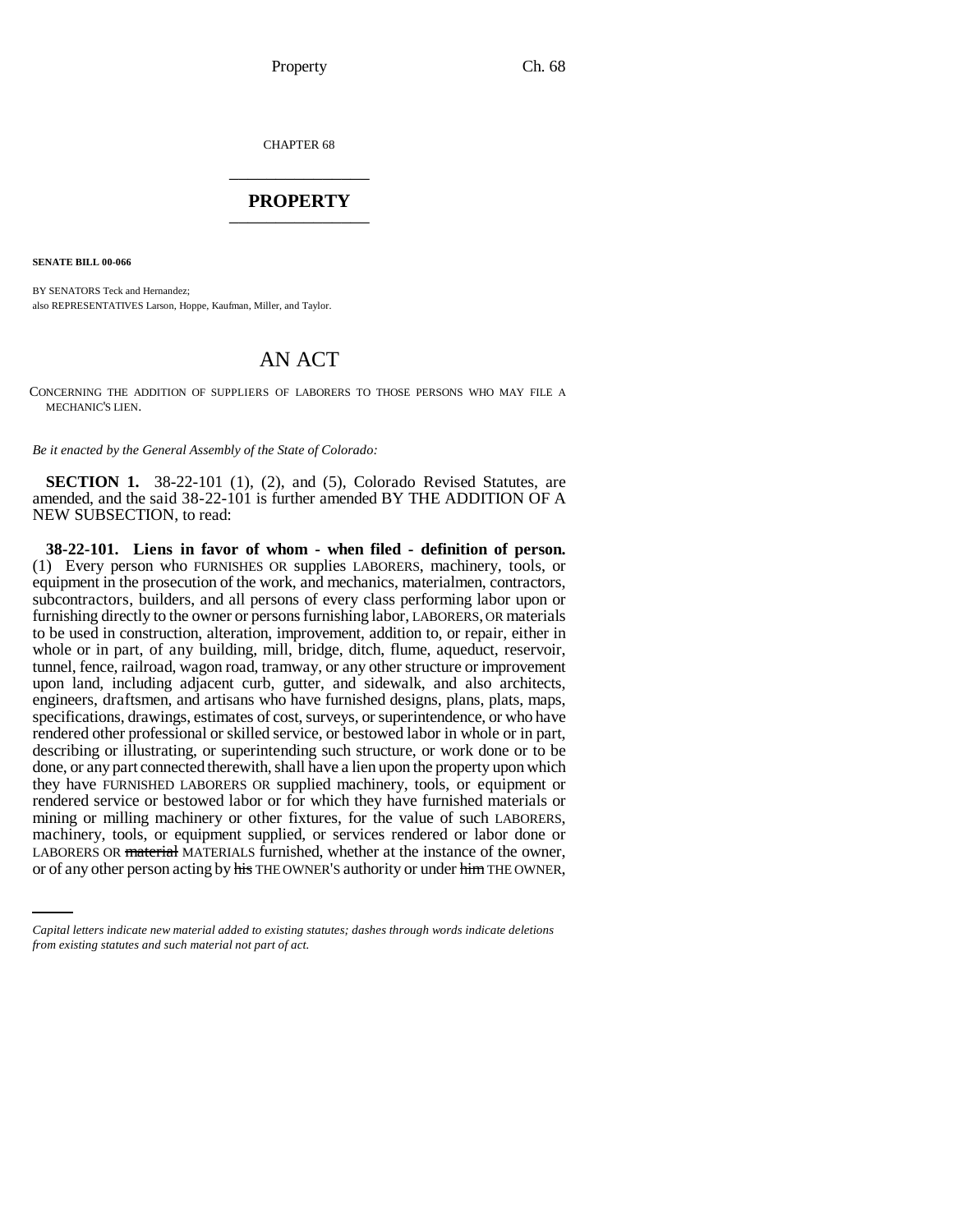CHAPTER 68

# PROPERTY

**SENATE BILL 00-066**

BY SENATORS Teck and Hernandez;
also REPRESENTATIVES Larson, Hoppe, Kaufman, Miller, and Taylor.

# AN ACT

CONCERNING THE ADDITION OF SUPPLIERS OF LABORERS TO THOSE PERSONS WHO MAY FILE A MECHANIC'S LIEN.

*Be it enacted by the General Assembly of the State of Colorado:*

**SECTION 1.** 38-22-101 (1), (2), and (5), Colorado Revised Statutes, are amended, and the said 38-22-101 is further amended BY THE ADDITION OF A NEW SUBSECTION, to read:

**38-22-101. Liens in favor of whom - when filed - definition of person.** (1) Every person who FURNISHES OR supplies LABORERS, machinery, tools, or equipment in the prosecution of the work, and mechanics, materialmen, contractors, subcontractors, builders, and all persons of every class performing labor upon or furnishing directly to the owner or persons furnishing labor, LABORERS, OR materials to be used in construction, alteration, improvement, addition to, or repair, either in whole or in part, of any building, mill, bridge, ditch, flume, aqueduct, reservoir, tunnel, fence, railroad, wagon road, tramway, or any other structure or improvement upon land, including adjacent curb, gutter, and sidewalk, and also architects, engineers, draftsmen, and artisans who have furnished designs, plans, plats, maps, specifications, drawings, estimates of cost, surveys, or superintendence, or who have rendered other professional or skilled service, or bestowed labor in whole or in part, describing or illustrating, or superintending such structure, or work done or to be done, or any part connected therewith, shall have a lien upon the property upon which they have FURNISHED LABORERS OR supplied machinery, tools, or equipment or rendered service or bestowed labor or for which they have furnished materials or mining or milling machinery or other fixtures, for the value of such LABORERS, machinery, tools, or equipment supplied, or services rendered or labor done or LABORERS OR ~~material~~ MATERIALS furnished, whether at the instance of the owner, or of any other person acting by ~~his~~ THE OWNER'S authority or under ~~him~~ THE OWNER,

*Capital letters indicate new material added to existing statutes; dashes through words indicate deletions from existing statutes and such material not part of act.*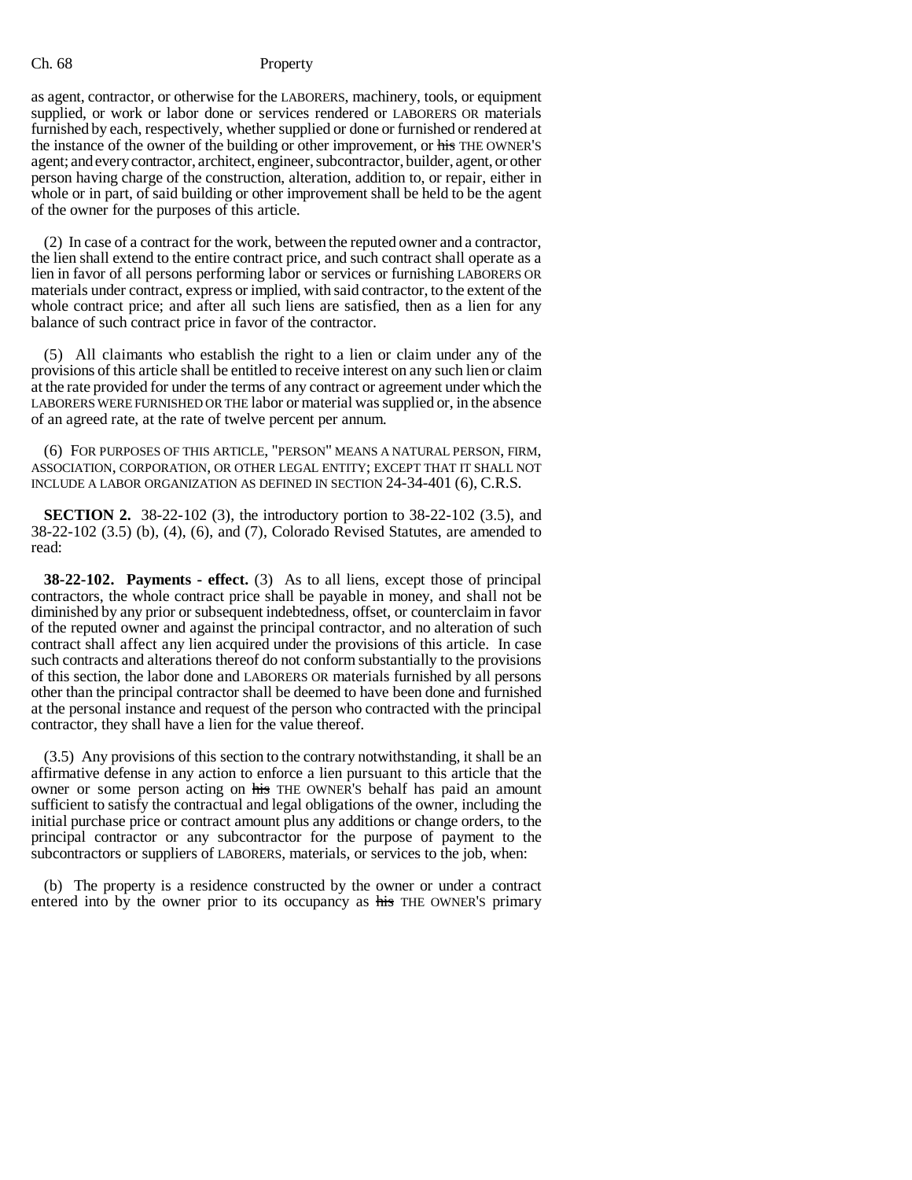as agent, contractor, or otherwise for the LABORERS, machinery, tools, or equipment supplied, or work or labor done or services rendered or LABORERS OR materials furnished by each, respectively, whether supplied or done or furnished or rendered at the instance of the owner of the building or other improvement, or ~~his~~ THE OWNER'S agent; and every contractor, architect, engineer, subcontractor, builder, agent, or other person having charge of the construction, alteration, addition to, or repair, either in whole or in part, of said building or other improvement shall be held to be the agent of the owner for the purposes of this article.

(2) In case of a contract for the work, between the reputed owner and a contractor, the lien shall extend to the entire contract price, and such contract shall operate as a lien in favor of all persons performing labor or services or furnishing LABORERS OR materials under contract, express or implied, with said contractor, to the extent of the whole contract price; and after all such liens are satisfied, then as a lien for any balance of such contract price in favor of the contractor.

(5) All claimants who establish the right to a lien or claim under any of the provisions of this article shall be entitled to receive interest on any such lien or claim at the rate provided for under the terms of any contract or agreement under which the LABORERS WERE FURNISHED OR THE labor or material was supplied or, in the absence of an agreed rate, at the rate of twelve percent per annum.

(6) FOR PURPOSES OF THIS ARTICLE, "PERSON" MEANS A NATURAL PERSON, FIRM, ASSOCIATION, CORPORATION, OR OTHER LEGAL ENTITY; EXCEPT THAT IT SHALL NOT INCLUDE A LABOR ORGANIZATION AS DEFINED IN SECTION 24-34-401 (6), C.R.S.

**SECTION 2.** 38-22-102 (3), the introductory portion to 38-22-102 (3.5), and 38-22-102 (3.5) (b), (4), (6), and (7), Colorado Revised Statutes, are amended to read:

**38-22-102. Payments - effect.** (3) As to all liens, except those of principal contractors, the whole contract price shall be payable in money, and shall not be diminished by any prior or subsequent indebtedness, offset, or counterclaim in favor of the reputed owner and against the principal contractor, and no alteration of such contract shall affect any lien acquired under the provisions of this article. In case such contracts and alterations thereof do not conform substantially to the provisions of this section, the labor done and LABORERS OR materials furnished by all persons other than the principal contractor shall be deemed to have been done and furnished at the personal instance and request of the person who contracted with the principal contractor, they shall have a lien for the value thereof.

(3.5) Any provisions of this section to the contrary notwithstanding, it shall be an affirmative defense in any action to enforce a lien pursuant to this article that the owner or some person acting on ~~his~~ THE OWNER'S behalf has paid an amount sufficient to satisfy the contractual and legal obligations of the owner, including the initial purchase price or contract amount plus any additions or change orders, to the principal contractor or any subcontractor for the purpose of payment to the subcontractors or suppliers of LABORERS, materials, or services to the job, when:

(b) The property is a residence constructed by the owner or under a contract entered into by the owner prior to its occupancy as ~~his~~ THE OWNER'S primary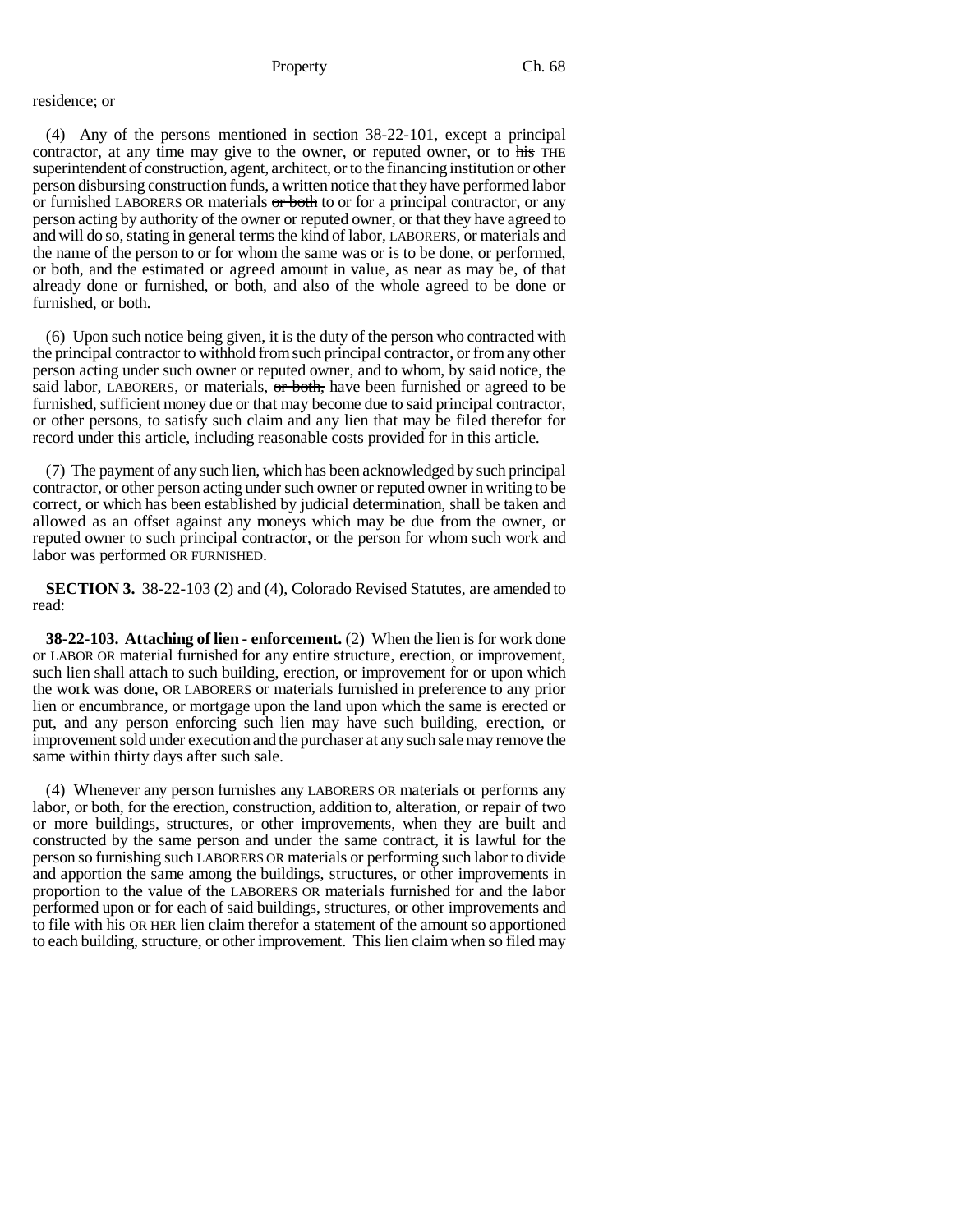residence; or

(4) Any of the persons mentioned in section 38-22-101, except a principal contractor, at any time may give to the owner, or reputed owner, or to ~~his~~ THE superintendent of construction, agent, architect, or to the financing institution or other person disbursing construction funds, a written notice that they have performed labor or furnished LABORERS OR materials ~~or both~~ to or for a principal contractor, or any person acting by authority of the owner or reputed owner, or that they have agreed to and will do so, stating in general terms the kind of labor, LABORERS, or materials and the name of the person to or for whom the same was or is to be done, or performed, or both, and the estimated or agreed amount in value, as near as may be, of that already done or furnished, or both, and also of the whole agreed to be done or furnished, or both.

(6) Upon such notice being given, it is the duty of the person who contracted with the principal contractor to withhold from such principal contractor, or from any other person acting under such owner or reputed owner, and to whom, by said notice, the said labor, LABORERS, or materials, ~~or both,~~ have been furnished or agreed to be furnished, sufficient money due or that may become due to said principal contractor, or other persons, to satisfy such claim and any lien that may be filed therefor for record under this article, including reasonable costs provided for in this article.

(7) The payment of any such lien, which has been acknowledged by such principal contractor, or other person acting under such owner or reputed owner in writing to be correct, or which has been established by judicial determination, shall be taken and allowed as an offset against any moneys which may be due from the owner, or reputed owner to such principal contractor, or the person for whom such work and labor was performed OR FURNISHED.

**SECTION 3.** 38-22-103 (2) and (4), Colorado Revised Statutes, are amended to read:

**38-22-103. Attaching of lien - enforcement.** (2) When the lien is for work done or LABOR OR material furnished for any entire structure, erection, or improvement, such lien shall attach to such building, erection, or improvement for or upon which the work was done, OR LABORERS or materials furnished in preference to any prior lien or encumbrance, or mortgage upon the land upon which the same is erected or put, and any person enforcing such lien may have such building, erection, or improvement sold under execution and the purchaser at any such sale may remove the same within thirty days after such sale.

(4) Whenever any person furnishes any LABORERS OR materials or performs any labor, ~~or both,~~ for the erection, construction, addition to, alteration, or repair of two or more buildings, structures, or other improvements, when they are built and constructed by the same person and under the same contract, it is lawful for the person so furnishing such LABORERS OR materials or performing such labor to divide and apportion the same among the buildings, structures, or other improvements in proportion to the value of the LABORERS OR materials furnished for and the labor performed upon or for each of said buildings, structures, or other improvements and to file with his OR HER lien claim therefor a statement of the amount so apportioned to each building, structure, or other improvement. This lien claim when so filed may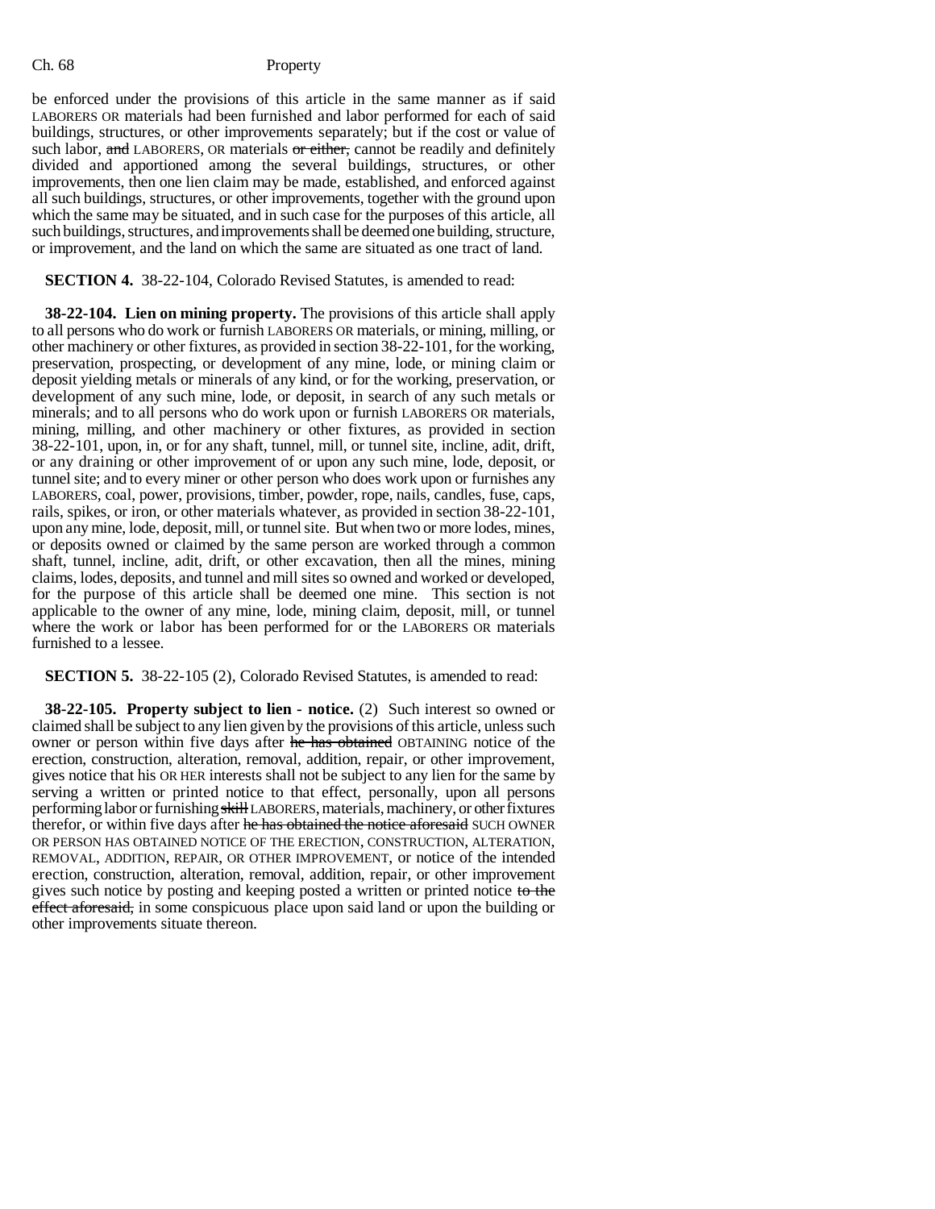be enforced under the provisions of this article in the same manner as if said LABORERS OR materials had been furnished and labor performed for each of said buildings, structures, or other improvements separately; but if the cost or value of such labor, ~~and~~ LABORERS, OR materials ~~or either,~~ cannot be readily and definitely divided and apportioned among the several buildings, structures, or other improvements, then one lien claim may be made, established, and enforced against all such buildings, structures, or other improvements, together with the ground upon which the same may be situated, and in such case for the purposes of this article, all such buildings, structures, and improvements shall be deemed one building, structure, or improvement, and the land on which the same are situated as one tract of land.

**SECTION 4.** 38-22-104, Colorado Revised Statutes, is amended to read:

**38-22-104. Lien on mining property.** The provisions of this article shall apply to all persons who do work or furnish LABORERS OR materials, or mining, milling, or other machinery or other fixtures, as provided in section 38-22-101, for the working, preservation, prospecting, or development of any mine, lode, or mining claim or deposit yielding metals or minerals of any kind, or for the working, preservation, or development of any such mine, lode, or deposit, in search of any such metals or minerals; and to all persons who do work upon or furnish LABORERS OR materials, mining, milling, and other machinery or other fixtures, as provided in section 38-22-101, upon, in, or for any shaft, tunnel, mill, or tunnel site, incline, adit, drift, or any draining or other improvement of or upon any such mine, lode, deposit, or tunnel site; and to every miner or other person who does work upon or furnishes any LABORERS, coal, power, provisions, timber, powder, rope, nails, candles, fuse, caps, rails, spikes, or iron, or other materials whatever, as provided in section 38-22-101, upon any mine, lode, deposit, mill, or tunnel site. But when two or more lodes, mines, or deposits owned or claimed by the same person are worked through a common shaft, tunnel, incline, adit, drift, or other excavation, then all the mines, mining claims, lodes, deposits, and tunnel and mill sites so owned and worked or developed, for the purpose of this article shall be deemed one mine. This section is not applicable to the owner of any mine, lode, mining claim, deposit, mill, or tunnel where the work or labor has been performed for or the LABORERS OR materials furnished to a lessee.

**SECTION 5.** 38-22-105 (2), Colorado Revised Statutes, is amended to read:

**38-22-105. Property subject to lien - notice.** (2) Such interest so owned or claimed shall be subject to any lien given by the provisions of this article, unless such owner or person within five days after ~~he has obtained~~ OBTAINING notice of the erection, construction, alteration, removal, addition, repair, or other improvement, gives notice that his OR HER interests shall not be subject to any lien for the same by serving a written or printed notice to that effect, personally, upon all persons performing labor or furnishing ~~skill~~ LABORERS, materials, machinery, or other fixtures therefor, or within five days after ~~he has obtained the notice aforesaid~~ SUCH OWNER OR PERSON HAS OBTAINED NOTICE OF THE ERECTION, CONSTRUCTION, ALTERATION, REMOVAL, ADDITION, REPAIR, OR OTHER IMPROVEMENT, or notice of the intended erection, construction, alteration, removal, addition, repair, or other improvement gives such notice by posting and keeping posted a written or printed notice ~~to the effect aforesaid,~~ in some conspicuous place upon said land or upon the building or other improvements situate thereon.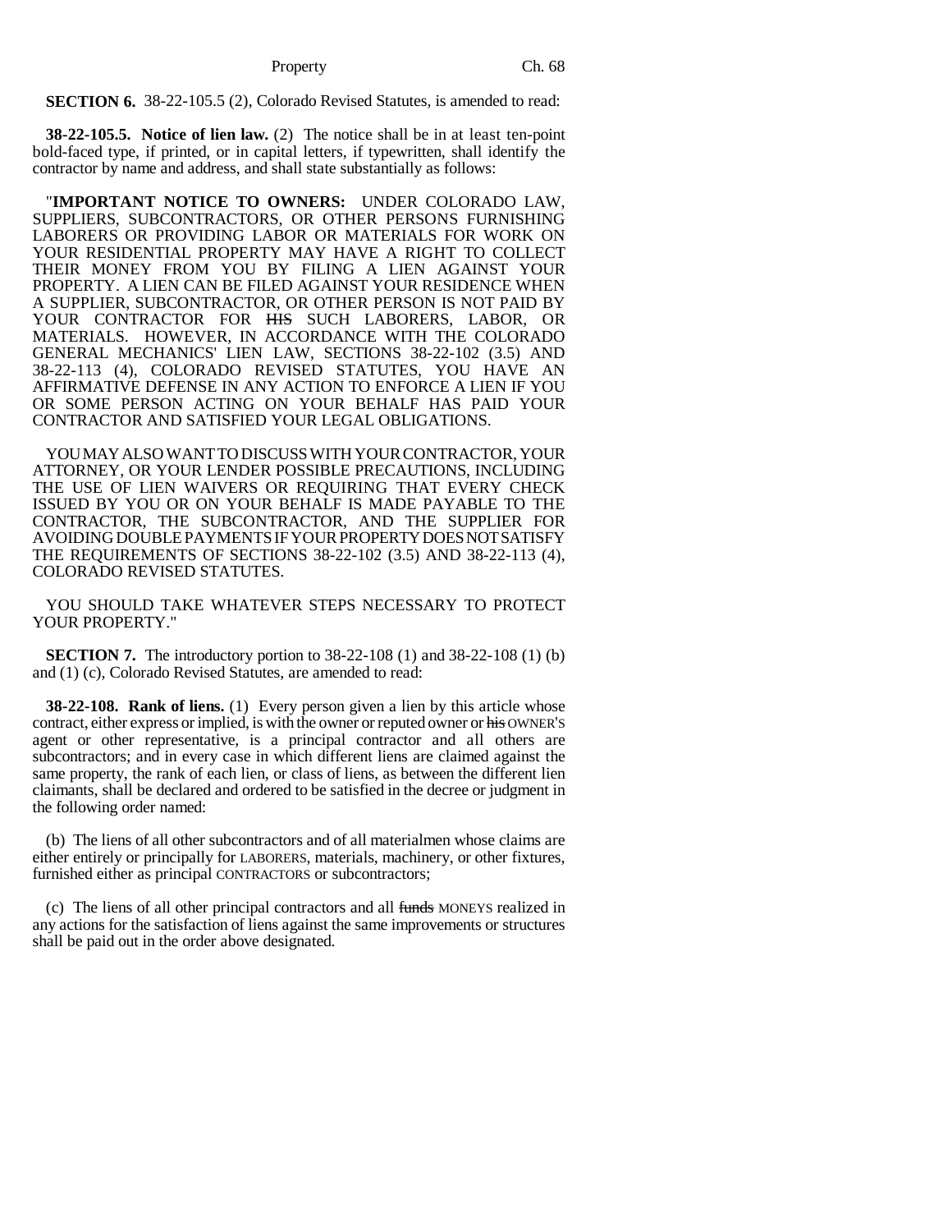**SECTION 6.** 38-22-105.5 (2), Colorado Revised Statutes, is amended to read:

**38-22-105.5. Notice of lien law.** (2) The notice shall be in at least ten-point bold-faced type, if printed, or in capital letters, if typewritten, shall identify the contractor by name and address, and shall state substantially as follows:

"**IMPORTANT NOTICE TO OWNERS:** UNDER COLORADO LAW, SUPPLIERS, SUBCONTRACTORS, OR OTHER PERSONS FURNISHING LABORERS OR PROVIDING LABOR OR MATERIALS FOR WORK ON YOUR RESIDENTIAL PROPERTY MAY HAVE A RIGHT TO COLLECT THEIR MONEY FROM YOU BY FILING A LIEN AGAINST YOUR PROPERTY. A LIEN CAN BE FILED AGAINST YOUR RESIDENCE WHEN A SUPPLIER, SUBCONTRACTOR, OR OTHER PERSON IS NOT PAID BY YOUR CONTRACTOR FOR ~~HIS~~ SUCH LABORERS, LABOR, OR MATERIALS. HOWEVER, IN ACCORDANCE WITH THE COLORADO GENERAL MECHANICS' LIEN LAW, SECTIONS 38-22-102 (3.5) AND 38-22-113 (4), COLORADO REVISED STATUTES, YOU HAVE AN AFFIRMATIVE DEFENSE IN ANY ACTION TO ENFORCE A LIEN IF YOU OR SOME PERSON ACTING ON YOUR BEHALF HAS PAID YOUR CONTRACTOR AND SATISFIED YOUR LEGAL OBLIGATIONS.

YOU MAY ALSO WANT TO DISCUSS WITH YOUR CONTRACTOR, YOUR ATTORNEY, OR YOUR LENDER POSSIBLE PRECAUTIONS, INCLUDING THE USE OF LIEN WAIVERS OR REQUIRING THAT EVERY CHECK ISSUED BY YOU OR ON YOUR BEHALF IS MADE PAYABLE TO THE CONTRACTOR, THE SUBCONTRACTOR, AND THE SUPPLIER FOR AVOIDING DOUBLE PAYMENTS IF YOUR PROPERTY DOES NOT SATISFY THE REQUIREMENTS OF SECTIONS 38-22-102 (3.5) AND 38-22-113 (4), COLORADO REVISED STATUTES.

YOU SHOULD TAKE WHATEVER STEPS NECESSARY TO PROTECT YOUR PROPERTY."

**SECTION 7.** The introductory portion to 38-22-108 (1) and 38-22-108 (1) (b) and (1) (c), Colorado Revised Statutes, are amended to read:

**38-22-108. Rank of liens.** (1) Every person given a lien by this article whose contract, either express or implied, is with the owner or reputed owner or ~~his~~ OWNER'S agent or other representative, is a principal contractor and all others are subcontractors; and in every case in which different liens are claimed against the same property, the rank of each lien, or class of liens, as between the different lien claimants, shall be declared and ordered to be satisfied in the decree or judgment in the following order named:

(b) The liens of all other subcontractors and of all materialmen whose claims are either entirely or principally for LABORERS, materials, machinery, or other fixtures, furnished either as principal CONTRACTORS or subcontractors;

(c) The liens of all other principal contractors and all ~~funds~~ MONEYS realized in any actions for the satisfaction of liens against the same improvements or structures shall be paid out in the order above designated.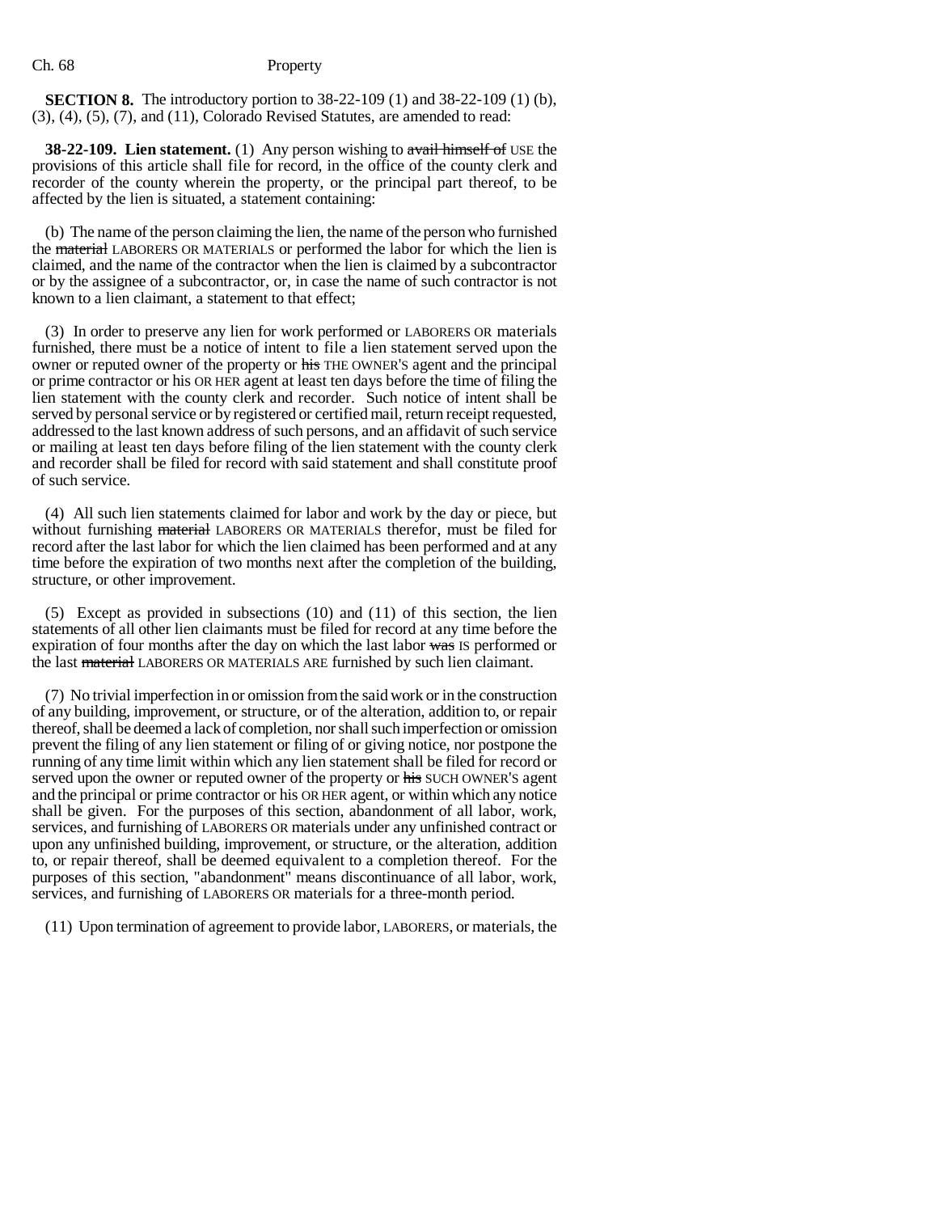**SECTION 8.** The introductory portion to 38-22-109 (1) and 38-22-109 (1) (b), (3), (4), (5), (7), and (11), Colorado Revised Statutes, are amended to read:

**38-22-109. Lien statement.** (1) Any person wishing to ~~avail himself of~~ USE the provisions of this article shall file for record, in the office of the county clerk and recorder of the county wherein the property, or the principal part thereof, to be affected by the lien is situated, a statement containing:

(b) The name of the person claiming the lien, the name of the person who furnished the ~~material~~ LABORERS OR MATERIALS or performed the labor for which the lien is claimed, and the name of the contractor when the lien is claimed by a subcontractor or by the assignee of a subcontractor, or, in case the name of such contractor is not known to a lien claimant, a statement to that effect;

(3) In order to preserve any lien for work performed or LABORERS OR materials furnished, there must be a notice of intent to file a lien statement served upon the owner or reputed owner of the property or ~~his~~ THE OWNER'S agent and the principal or prime contractor or his OR HER agent at least ten days before the time of filing the lien statement with the county clerk and recorder. Such notice of intent shall be served by personal service or by registered or certified mail, return receipt requested, addressed to the last known address of such persons, and an affidavit of such service or mailing at least ten days before filing of the lien statement with the county clerk and recorder shall be filed for record with said statement and shall constitute proof of such service.

(4) All such lien statements claimed for labor and work by the day or piece, but without furnishing ~~material~~ LABORERS OR MATERIALS therefor, must be filed for record after the last labor for which the lien claimed has been performed and at any time before the expiration of two months next after the completion of the building, structure, or other improvement.

(5) Except as provided in subsections (10) and (11) of this section, the lien statements of all other lien claimants must be filed for record at any time before the expiration of four months after the day on which the last labor ~~was~~ IS performed or the last ~~material~~ LABORERS OR MATERIALS ARE furnished by such lien claimant.

(7) No trivial imperfection in or omission from the said work or in the construction of any building, improvement, or structure, or of the alteration, addition to, or repair thereof, shall be deemed a lack of completion, nor shall such imperfection or omission prevent the filing of any lien statement or filing of or giving notice, nor postpone the running of any time limit within which any lien statement shall be filed for record or served upon the owner or reputed owner of the property or ~~his~~ SUCH OWNER'S agent and the principal or prime contractor or his OR HER agent, or within which any notice shall be given. For the purposes of this section, abandonment of all labor, work, services, and furnishing of LABORERS OR materials under any unfinished contract or upon any unfinished building, improvement, or structure, or the alteration, addition to, or repair thereof, shall be deemed equivalent to a completion thereof. For the purposes of this section, "abandonment" means discontinuance of all labor, work, services, and furnishing of LABORERS OR materials for a three-month period.

(11) Upon termination of agreement to provide labor, LABORERS, or materials, the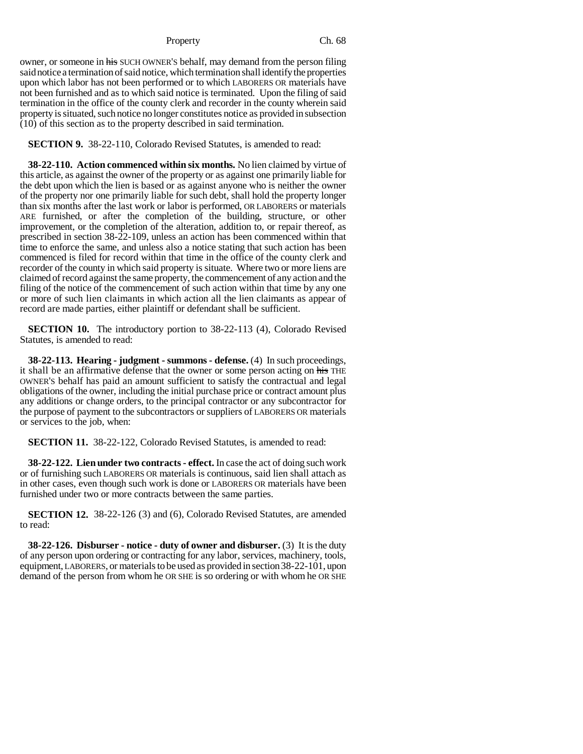owner, or someone in ~~his~~ SUCH OWNER'S behalf, may demand from the person filing said notice a termination of said notice, which termination shall identify the properties upon which labor has not been performed or to which LABORERS OR materials have not been furnished and as to which said notice is terminated. Upon the filing of said termination in the office of the county clerk and recorder in the county wherein said property is situated, such notice no longer constitutes notice as provided in subsection (10) of this section as to the property described in said termination.

**SECTION 9.** 38-22-110, Colorado Revised Statutes, is amended to read:

**38-22-110. Action commenced within six months.** No lien claimed by virtue of this article, as against the owner of the property or as against one primarily liable for the debt upon which the lien is based or as against anyone who is neither the owner of the property nor one primarily liable for such debt, shall hold the property longer than six months after the last work or labor is performed, OR LABORERS or materials ARE furnished, or after the completion of the building, structure, or other improvement, or the completion of the alteration, addition to, or repair thereof, as prescribed in section 38-22-109, unless an action has been commenced within that time to enforce the same, and unless also a notice stating that such action has been commenced is filed for record within that time in the office of the county clerk and recorder of the county in which said property is situate. Where two or more liens are claimed of record against the same property, the commencement of any action and the filing of the notice of the commencement of such action within that time by any one or more of such lien claimants in which action all the lien claimants as appear of record are made parties, either plaintiff or defendant shall be sufficient.

**SECTION 10.** The introductory portion to 38-22-113 (4), Colorado Revised Statutes, is amended to read:

**38-22-113. Hearing - judgment - summons - defense.** (4) In such proceedings, it shall be an affirmative defense that the owner or some person acting on ~~his~~ THE OWNER'S behalf has paid an amount sufficient to satisfy the contractual and legal obligations of the owner, including the initial purchase price or contract amount plus any additions or change orders, to the principal contractor or any subcontractor for the purpose of payment to the subcontractors or suppliers of LABORERS OR materials or services to the job, when:

**SECTION 11.** 38-22-122, Colorado Revised Statutes, is amended to read:

**38-22-122. Lien under two contracts - effect.** In case the act of doing such work or of furnishing such LABORERS OR materials is continuous, said lien shall attach as in other cases, even though such work is done or LABORERS OR materials have been furnished under two or more contracts between the same parties.

**SECTION 12.** 38-22-126 (3) and (6), Colorado Revised Statutes, are amended to read:

**38-22-126. Disburser - notice - duty of owner and disburser.** (3) It is the duty of any person upon ordering or contracting for any labor, services, machinery, tools, equipment, LABORERS, or materials to be used as provided in section 38-22-101, upon demand of the person from whom he OR SHE is so ordering or with whom he OR SHE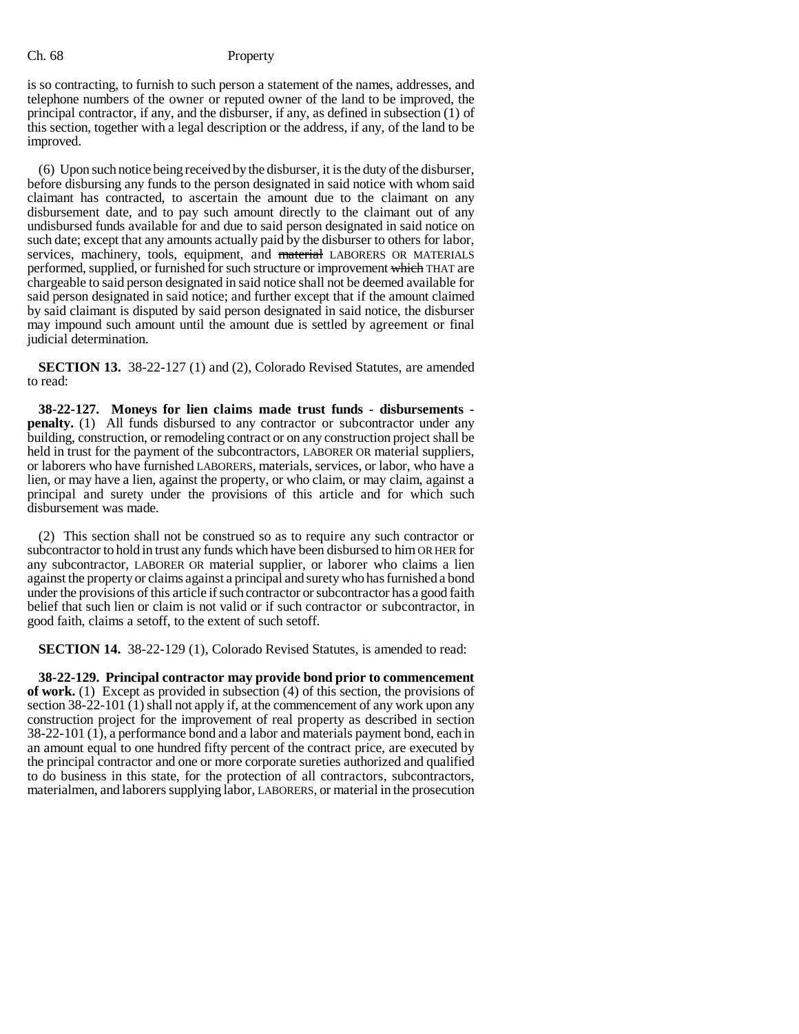is so contracting, to furnish to such person a statement of the names, addresses, and telephone numbers of the owner or reputed owner of the land to be improved, the principal contractor, if any, and the disburser, if any, as defined in subsection (1) of this section, together with a legal description or the address, if any, of the land to be improved.

(6) Upon such notice being received by the disburser, it is the duty of the disburser, before disbursing any funds to the person designated in said notice with whom said claimant has contracted, to ascertain the amount due to the claimant on any disbursement date, and to pay such amount directly to the claimant out of any undisbursed funds available for and due to said person designated in said notice on such date; except that any amounts actually paid by the disburser to others for labor, services, machinery, tools, equipment, and ~~material~~ LABORERS OR MATERIALS performed, supplied, or furnished for such structure or improvement ~~which~~ THAT are chargeable to said person designated in said notice shall not be deemed available for said person designated in said notice; and further except that if the amount claimed by said claimant is disputed by said person designated in said notice, the disburser may impound such amount until the amount due is settled by agreement or final judicial determination.

**SECTION 13.** 38-22-127 (1) and (2), Colorado Revised Statutes, are amended to read:

**38-22-127. Moneys for lien claims made trust funds - disbursements - penalty.** (1) All funds disbursed to any contractor or subcontractor under any building, construction, or remodeling contract or on any construction project shall be held in trust for the payment of the subcontractors, LABORER OR material suppliers, or laborers who have furnished LABORERS, materials, services, or labor, who have a lien, or may have a lien, against the property, or who claim, or may claim, against a principal and surety under the provisions of this article and for which such disbursement was made.

(2) This section shall not be construed so as to require any such contractor or subcontractor to hold in trust any funds which have been disbursed to him OR HER for any subcontractor, LABORER OR material supplier, or laborer who claims a lien against the property or claims against a principal and surety who has furnished a bond under the provisions of this article if such contractor or subcontractor has a good faith belief that such lien or claim is not valid or if such contractor or subcontractor, in good faith, claims a setoff, to the extent of such setoff.

**SECTION 14.** 38-22-129 (1), Colorado Revised Statutes, is amended to read:

**38-22-129. Principal contractor may provide bond prior to commencement of work.** (1) Except as provided in subsection (4) of this section, the provisions of section 38-22-101 (1) shall not apply if, at the commencement of any work upon any construction project for the improvement of real property as described in section 38-22-101 (1), a performance bond and a labor and materials payment bond, each in an amount equal to one hundred fifty percent of the contract price, are executed by the principal contractor and one or more corporate sureties authorized and qualified to do business in this state, for the protection of all contractors, subcontractors, materialmen, and laborers supplying labor, LABORERS, or material in the prosecution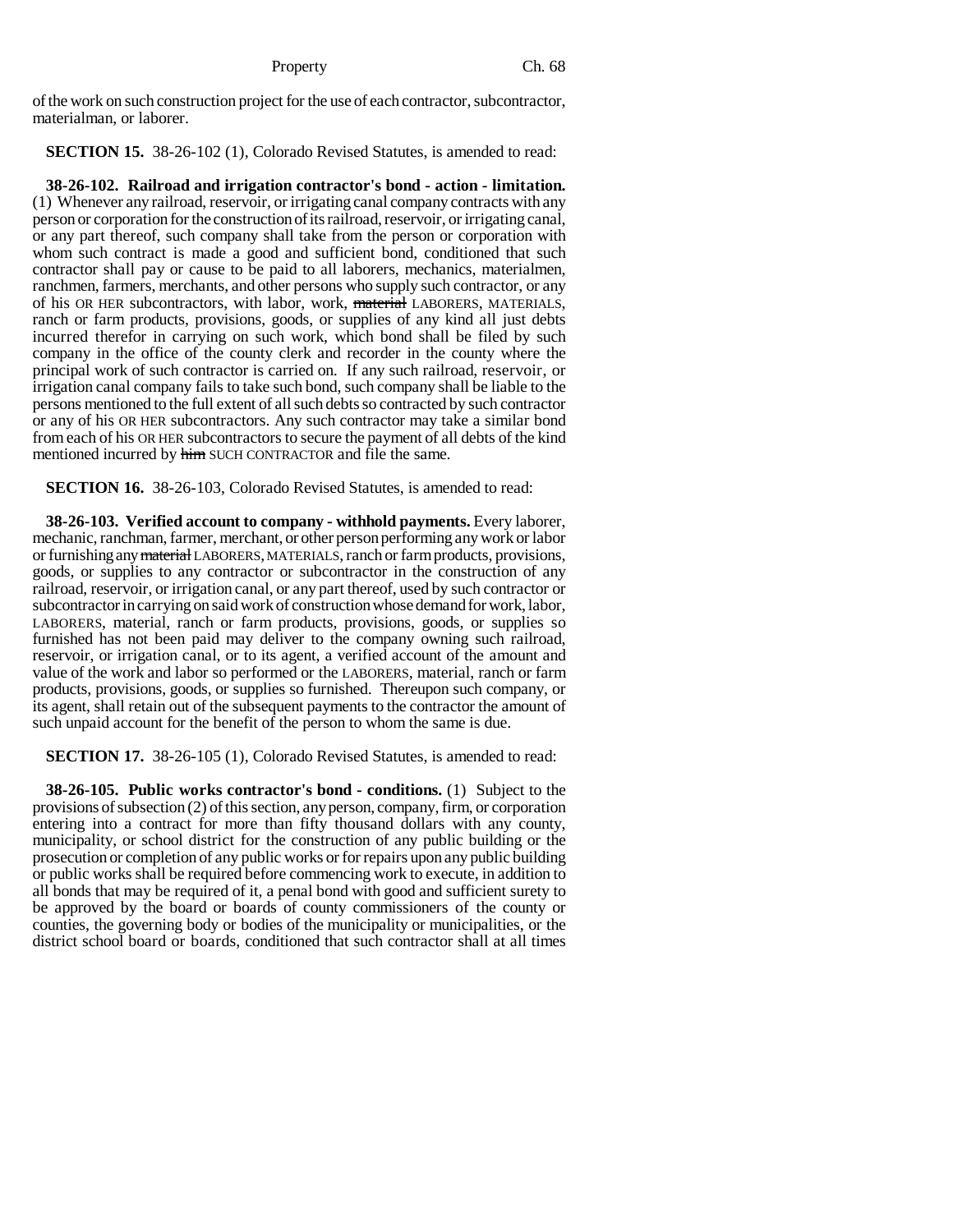of the work on such construction project for the use of each contractor, subcontractor, materialman, or laborer.

**SECTION 15.** 38-26-102 (1), Colorado Revised Statutes, is amended to read:

**38-26-102. Railroad and irrigation contractor's bond - action - limitation.** (1) Whenever any railroad, reservoir, or irrigating canal company contracts with any person or corporation for the construction of its railroad, reservoir, or irrigating canal, or any part thereof, such company shall take from the person or corporation with whom such contract is made a good and sufficient bond, conditioned that such contractor shall pay or cause to be paid to all laborers, mechanics, materialmen, ranchmen, farmers, merchants, and other persons who supply such contractor, or any of his OR HER subcontractors, with labor, work, ~~material~~ LABORERS, MATERIALS, ranch or farm products, provisions, goods, or supplies of any kind all just debts incurred therefor in carrying on such work, which bond shall be filed by such company in the office of the county clerk and recorder in the county where the principal work of such contractor is carried on. If any such railroad, reservoir, or irrigation canal company fails to take such bond, such company shall be liable to the persons mentioned to the full extent of all such debts so contracted by such contractor or any of his OR HER subcontractors. Any such contractor may take a similar bond from each of his OR HER subcontractors to secure the payment of all debts of the kind mentioned incurred by ~~him~~ SUCH CONTRACTOR and file the same.

**SECTION 16.** 38-26-103, Colorado Revised Statutes, is amended to read:

**38-26-103. Verified account to company - withhold payments.** Every laborer, mechanic, ranchman, farmer, merchant, or other person performing any work or labor or furnishing any ~~material~~ LABORERS, MATERIALS, ranch or farm products, provisions, goods, or supplies to any contractor or subcontractor in the construction of any railroad, reservoir, or irrigation canal, or any part thereof, used by such contractor or subcontractor in carrying on said work of construction whose demand for work, labor, LABORERS, material, ranch or farm products, provisions, goods, or supplies so furnished has not been paid may deliver to the company owning such railroad, reservoir, or irrigation canal, or to its agent, a verified account of the amount and value of the work and labor so performed or the LABORERS, material, ranch or farm products, provisions, goods, or supplies so furnished. Thereupon such company, or its agent, shall retain out of the subsequent payments to the contractor the amount of such unpaid account for the benefit of the person to whom the same is due.

**SECTION 17.** 38-26-105 (1), Colorado Revised Statutes, is amended to read:

**38-26-105. Public works contractor's bond - conditions.** (1) Subject to the provisions of subsection (2) of this section, any person, company, firm, or corporation entering into a contract for more than fifty thousand dollars with any county, municipality, or school district for the construction of any public building or the prosecution or completion of any public works or for repairs upon any public building or public works shall be required before commencing work to execute, in addition to all bonds that may be required of it, a penal bond with good and sufficient surety to be approved by the board or boards of county commissioners of the county or counties, the governing body or bodies of the municipality or municipalities, or the district school board or boards, conditioned that such contractor shall at all times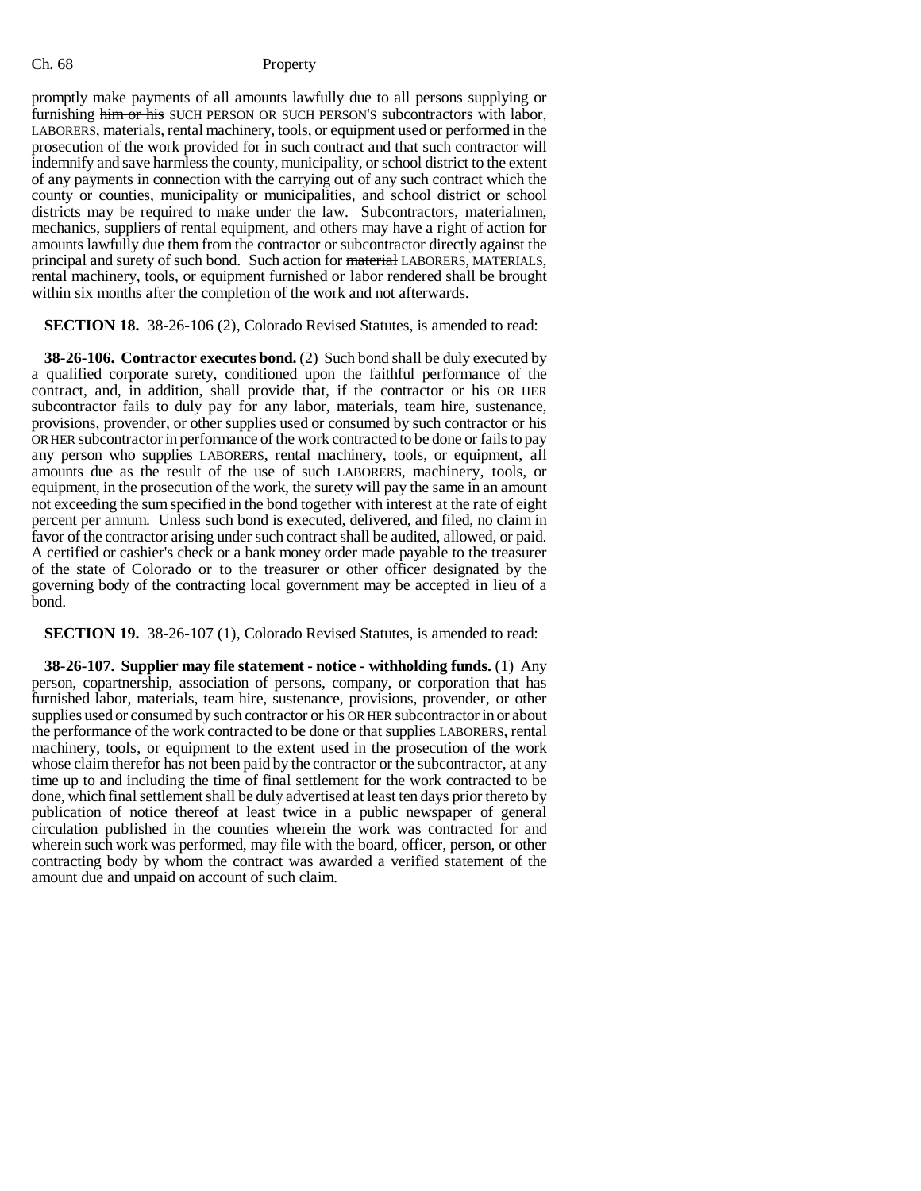promptly make payments of all amounts lawfully due to all persons supplying or furnishing ~~him or his~~ SUCH PERSON OR SUCH PERSON'S subcontractors with labor, LABORERS, materials, rental machinery, tools, or equipment used or performed in the prosecution of the work provided for in such contract and that such contractor will indemnify and save harmless the county, municipality, or school district to the extent of any payments in connection with the carrying out of any such contract which the county or counties, municipality or municipalities, and school district or school districts may be required to make under the law. Subcontractors, materialmen, mechanics, suppliers of rental equipment, and others may have a right of action for amounts lawfully due them from the contractor or subcontractor directly against the principal and surety of such bond. Such action for ~~material~~ LABORERS, MATERIALS, rental machinery, tools, or equipment furnished or labor rendered shall be brought within six months after the completion of the work and not afterwards.

**SECTION 18.** 38-26-106 (2), Colorado Revised Statutes, is amended to read:

**38-26-106. Contractor executes bond.** (2) Such bond shall be duly executed by a qualified corporate surety, conditioned upon the faithful performance of the contract, and, in addition, shall provide that, if the contractor or his OR HER subcontractor fails to duly pay for any labor, materials, team hire, sustenance, provisions, provender, or other supplies used or consumed by such contractor or his OR HER subcontractor in performance of the work contracted to be done or fails to pay any person who supplies LABORERS, rental machinery, tools, or equipment, all amounts due as the result of the use of such LABORERS, machinery, tools, or equipment, in the prosecution of the work, the surety will pay the same in an amount not exceeding the sum specified in the bond together with interest at the rate of eight percent per annum. Unless such bond is executed, delivered, and filed, no claim in favor of the contractor arising under such contract shall be audited, allowed, or paid. A certified or cashier's check or a bank money order made payable to the treasurer of the state of Colorado or to the treasurer or other officer designated by the governing body of the contracting local government may be accepted in lieu of a bond.

**SECTION 19.** 38-26-107 (1), Colorado Revised Statutes, is amended to read:

**38-26-107. Supplier may file statement - notice - withholding funds.** (1) Any person, copartnership, association of persons, company, or corporation that has furnished labor, materials, team hire, sustenance, provisions, provender, or other supplies used or consumed by such contractor or his OR HER subcontractor in or about the performance of the work contracted to be done or that supplies LABORERS, rental machinery, tools, or equipment to the extent used in the prosecution of the work whose claim therefor has not been paid by the contractor or the subcontractor, at any time up to and including the time of final settlement for the work contracted to be done, which final settlement shall be duly advertised at least ten days prior thereto by publication of notice thereof at least twice in a public newspaper of general circulation published in the counties wherein the work was contracted for and wherein such work was performed, may file with the board, officer, person, or other contracting body by whom the contract was awarded a verified statement of the amount due and unpaid on account of such claim.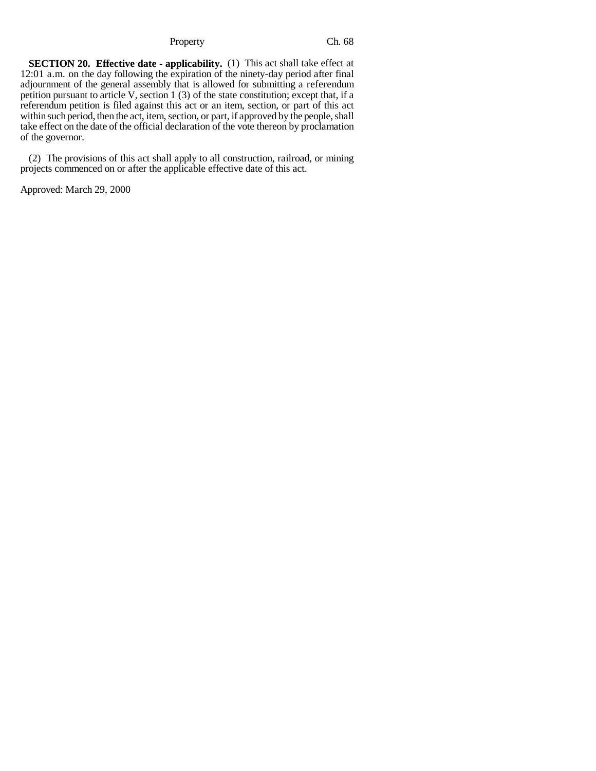**SECTION 20. Effective date - applicability.** (1) This act shall take effect at 12:01 a.m. on the day following the expiration of the ninety-day period after final adjournment of the general assembly that is allowed for submitting a referendum petition pursuant to article V, section 1 (3) of the state constitution; except that, if a referendum petition is filed against this act or an item, section, or part of this act within such period, then the act, item, section, or part, if approved by the people, shall take effect on the date of the official declaration of the vote thereon by proclamation of the governor.

(2) The provisions of this act shall apply to all construction, railroad, or mining projects commenced on or after the applicable effective date of this act.

Approved: March 29, 2000